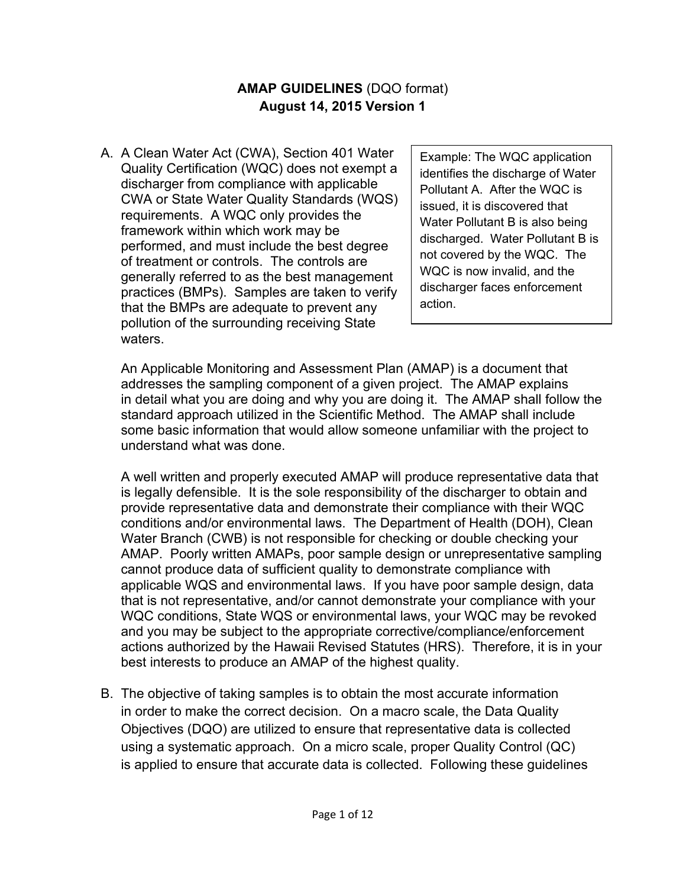**AMAP GUIDELINES** (DQO format)
**August 14, 2015 Version 1**

A. A Clean Water Act (CWA), Section 401 Water Quality Certification (WQC) does not exempt a discharger from compliance with applicable CWA or State Water Quality Standards (WQS) requirements. A WQC only provides the framework within which work may be performed, and must include the best degree of treatment or controls. The controls are generally referred to as the best management practices (BMPs). Samples are taken to verify that the BMPs are adequate to prevent any pollution of the surrounding receiving State waters.

> Example: The WQC application identifies the discharge of Water Pollutant A. After the WQC is issued, it is discovered that Water Pollutant B is also being discharged. Water Pollutant B is not covered by the WQC. The WQC is now invalid, and the discharger faces enforcement action.

An Applicable Monitoring and Assessment Plan (AMAP) is a document that addresses the sampling component of a given project. The AMAP explains in detail what you are doing and why you are doing it. The AMAP shall follow the standard approach utilized in the Scientific Method. The AMAP shall include some basic information that would allow someone unfamiliar with the project to understand what was done.

A well written and properly executed AMAP will produce representative data that is legally defensible. It is the sole responsibility of the discharger to obtain and provide representative data and demonstrate their compliance with their WQC conditions and/or environmental laws. The Department of Health (DOH), Clean Water Branch (CWB) is not responsible for checking or double checking your AMAP. Poorly written AMAPs, poor sample design or unrepresentative sampling cannot produce data of sufficient quality to demonstrate compliance with applicable WQS and environmental laws. If you have poor sample design, data that is not representative, and/or cannot demonstrate your compliance with your WQC conditions, State WQS or environmental laws, your WQC may be revoked and you may be subject to the appropriate corrective/compliance/enforcement actions authorized by the Hawaii Revised Statutes (HRS). Therefore, it is in your best interests to produce an AMAP of the highest quality.

B. The objective of taking samples is to obtain the most accurate information in order to make the correct decision. On a macro scale, the Data Quality Objectives (DQO) are utilized to ensure that representative data is collected using a systematic approach. On a micro scale, proper Quality Control (QC) is applied to ensure that accurate data is collected. Following these guidelines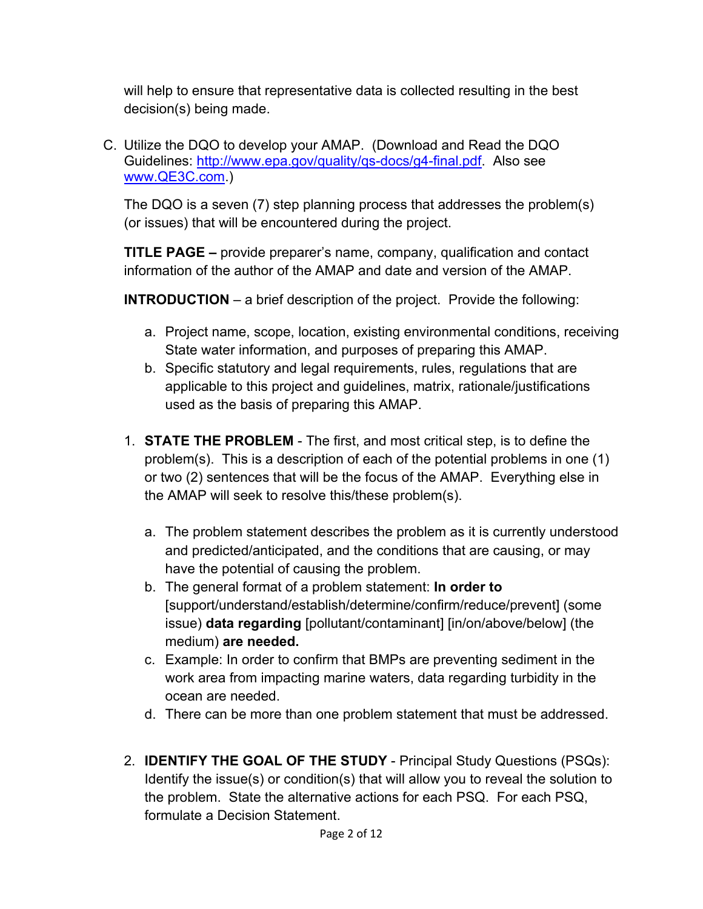will help to ensure that representative data is collected resulting in the best decision(s) being made.

C. Utilize the DQO to develop your AMAP. (Download and Read the DQO Guidelines: http://www.epa.gov/quality/qs-docs/g4-final.pdf. Also see www.QE3C.com.)

The DQO is a seven (7) step planning process that addresses the problem(s) (or issues) that will be encountered during the project.

**TITLE PAGE –** provide preparer's name, company, qualification and contact information of the author of the AMAP and date and version of the AMAP.

**INTRODUCTION** – a brief description of the project. Provide the following:

a. Project name, scope, location, existing environmental conditions, receiving State water information, and purposes of preparing this AMAP.
b. Specific statutory and legal requirements, rules, regulations that are applicable to this project and guidelines, matrix, rationale/justifications used as the basis of preparing this AMAP.

1. **STATE THE PROBLEM** - The first, and most critical step, is to define the problem(s). This is a description of each of the potential problems in one (1) or two (2) sentences that will be the focus of the AMAP. Everything else in the AMAP will seek to resolve this/these problem(s).

   a. The problem statement describes the problem as it is currently understood and predicted/anticipated, and the conditions that are causing, or may have the potential of causing the problem.
   b. The general format of a problem statement: **In order to** [support/understand/establish/determine/confirm/reduce/prevent] (some issue) **data regarding** [pollutant/contaminant] [in/on/above/below] (the medium) **are needed.**
   c. Example: In order to confirm that BMPs are preventing sediment in the work area from impacting marine waters, data regarding turbidity in the ocean are needed.
   d. There can be more than one problem statement that must be addressed.

2. **IDENTIFY THE GOAL OF THE STUDY** - Principal Study Questions (PSQs): Identify the issue(s) or condition(s) that will allow you to reveal the solution to the problem. State the alternative actions for each PSQ. For each PSQ, formulate a Decision Statement.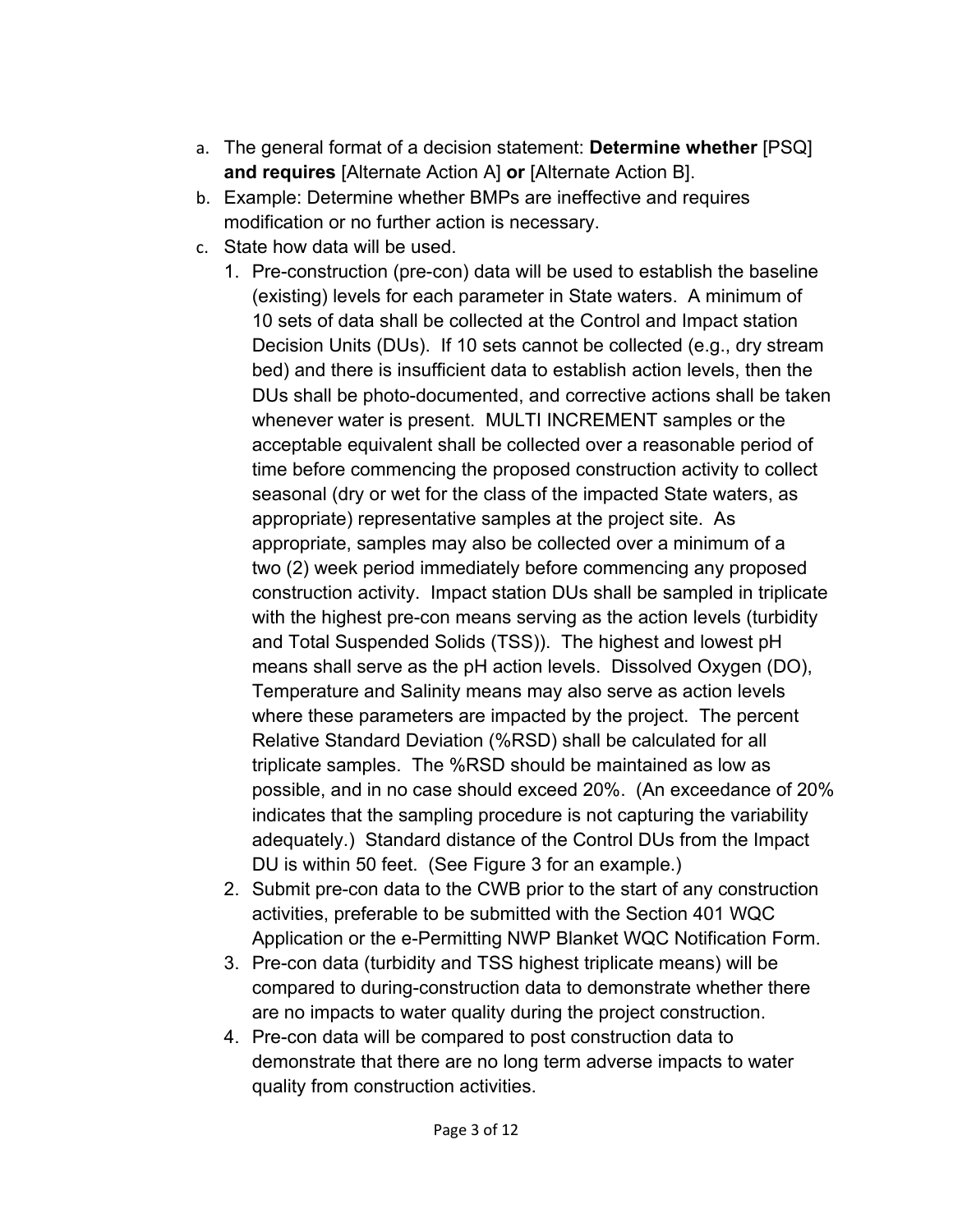a. The general format of a decision statement: **Determine whether** [PSQ] **and requires** [Alternate Action A] **or** [Alternate Action B].

b. Example: Determine whether BMPs are ineffective and requires modification or no further action is necessary.

c. State how data will be used.

   1. Pre-construction (pre-con) data will be used to establish the baseline (existing) levels for each parameter in State waters. A minimum of 10 sets of data shall be collected at the Control and Impact station Decision Units (DUs). If 10 sets cannot be collected (e.g., dry stream bed) and there is insufficient data to establish action levels, then the DUs shall be photo-documented, and corrective actions shall be taken whenever water is present. MULTI INCREMENT samples or the acceptable equivalent shall be collected over a reasonable period of time before commencing the proposed construction activity to collect seasonal (dry or wet for the class of the impacted State waters, as appropriate) representative samples at the project site. As appropriate, samples may also be collected over a minimum of a two (2) week period immediately before commencing any proposed construction activity. Impact station DUs shall be sampled in triplicate with the highest pre-con means serving as the action levels (turbidity and Total Suspended Solids (TSS)). The highest and lowest pH means shall serve as the pH action levels. Dissolved Oxygen (DO), Temperature and Salinity means may also serve as action levels where these parameters are impacted by the project. The percent Relative Standard Deviation (%RSD) shall be calculated for all triplicate samples. The %RSD should be maintained as low as possible, and in no case should exceed 20%. (An exceedance of 20% indicates that the sampling procedure is not capturing the variability adequately.) Standard distance of the Control DUs from the Impact DU is within 50 feet. (See Figure 3 for an example.)
   2. Submit pre-con data to the CWB prior to the start of any construction activities, preferable to be submitted with the Section 401 WQC Application or the e-Permitting NWP Blanket WQC Notification Form.
   3. Pre-con data (turbidity and TSS highest triplicate means) will be compared to during-construction data to demonstrate whether there are no impacts to water quality during the project construction.
   4. Pre-con data will be compared to post construction data to demonstrate that there are no long term adverse impacts to water quality from construction activities.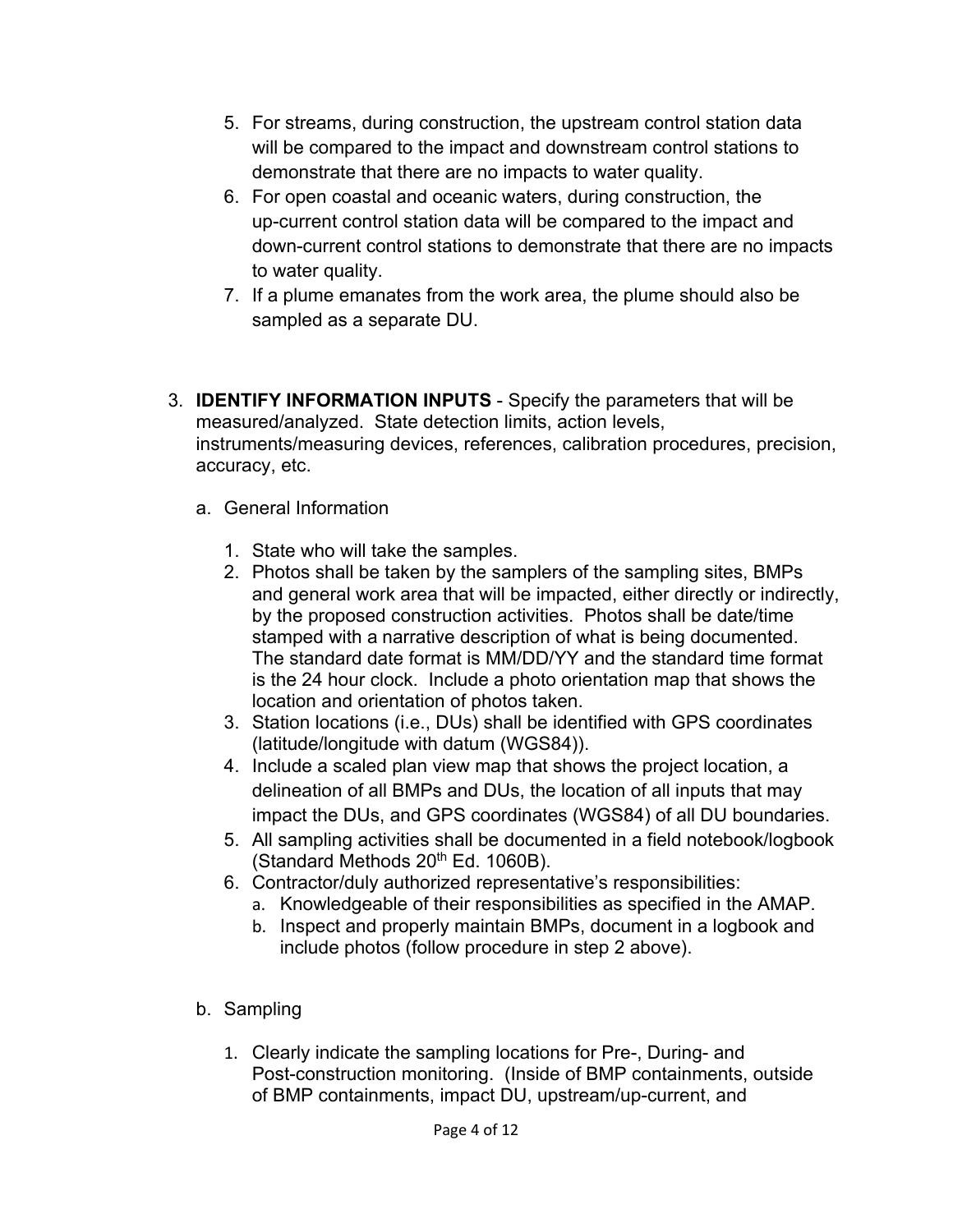5. For streams, during construction, the upstream control station data will be compared to the impact and downstream control stations to demonstrate that there are no impacts to water quality.
6. For open coastal and oceanic waters, during construction, the up-current control station data will be compared to the impact and down-current control stations to demonstrate that there are no impacts to water quality.
7. If a plume emanates from the work area, the plume should also be sampled as a separate DU.

3. **IDENTIFY INFORMATION INPUTS** - Specify the parameters that will be measured/analyzed. State detection limits, action levels, instruments/measuring devices, references, calibration procedures, precision, accuracy, etc.

   a. General Information

      1. State who will take the samples.
      2. Photos shall be taken by the samplers of the sampling sites, BMPs and general work area that will be impacted, either directly or indirectly, by the proposed construction activities. Photos shall be date/time stamped with a narrative description of what is being documented. The standard date format is MM/DD/YY and the standard time format is the 24 hour clock. Include a photo orientation map that shows the location and orientation of photos taken.
      3. Station locations (i.e., DUs) shall be identified with GPS coordinates (latitude/longitude with datum (WGS84)).
      4. Include a scaled plan view map that shows the project location, a delineation of all BMPs and DUs, the location of all inputs that may impact the DUs, and GPS coordinates (WGS84) of all DU boundaries.
      5. All sampling activities shall be documented in a field notebook/logbook (Standard Methods 20th Ed. 1060B).
      6. Contractor/duly authorized representative's responsibilities:
         a. Knowledgeable of their responsibilities as specified in the AMAP.
         b. Inspect and properly maintain BMPs, document in a logbook and include photos (follow procedure in step 2 above).

   b. Sampling

      1. Clearly indicate the sampling locations for Pre-, During- and Post-construction monitoring. (Inside of BMP containments, outside of BMP containments, impact DU, upstream/up-current, and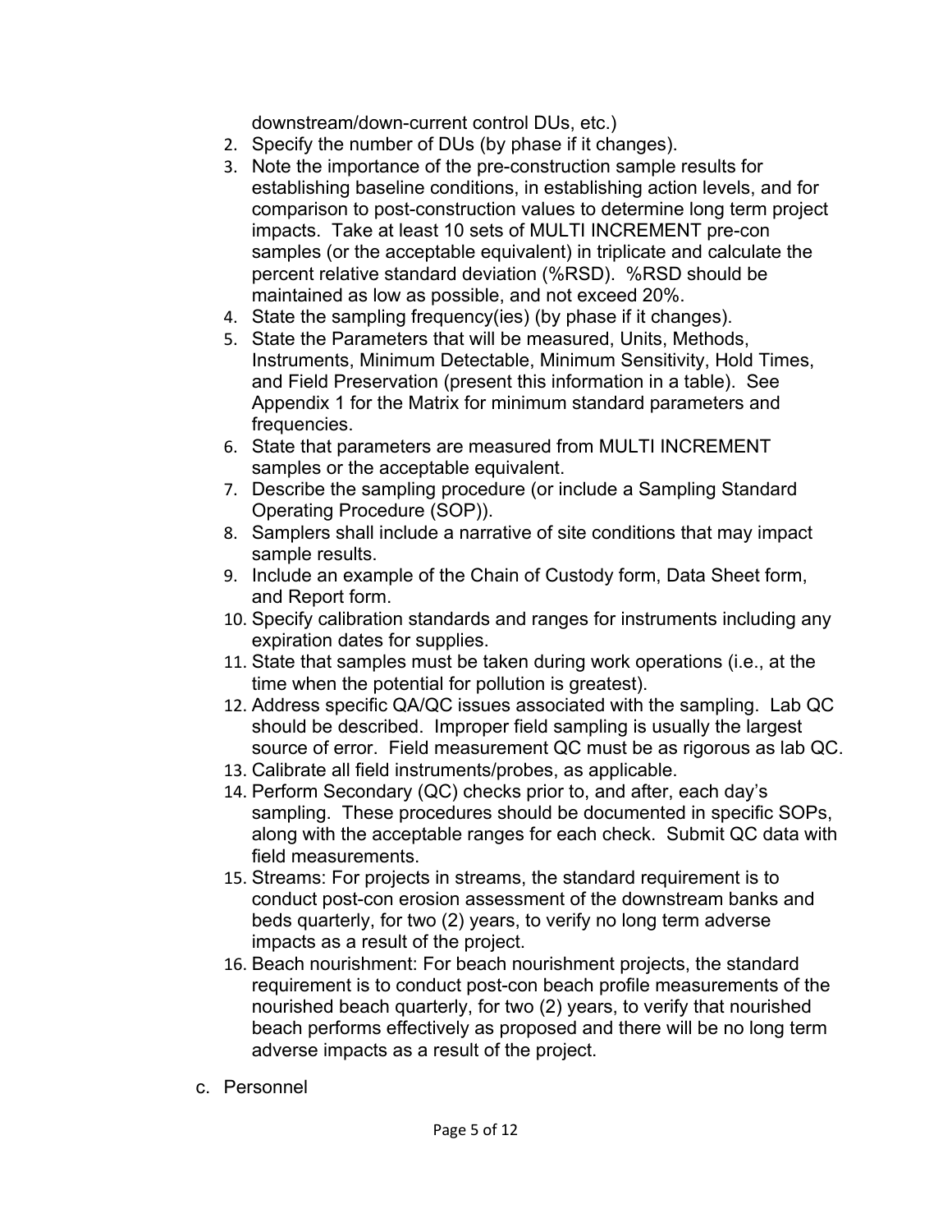downstream/down-current control DUs, etc.)

2. Specify the number of DUs (by phase if it changes).
3. Note the importance of the pre-construction sample results for establishing baseline conditions, in establishing action levels, and for comparison to post-construction values to determine long term project impacts. Take at least 10 sets of MULTI INCREMENT pre-con samples (or the acceptable equivalent) in triplicate and calculate the percent relative standard deviation (%RSD). %RSD should be maintained as low as possible, and not exceed 20%.
4. State the sampling frequency(ies) (by phase if it changes).
5. State the Parameters that will be measured, Units, Methods, Instruments, Minimum Detectable, Minimum Sensitivity, Hold Times, and Field Preservation (present this information in a table). See Appendix 1 for the Matrix for minimum standard parameters and frequencies.
6. State that parameters are measured from MULTI INCREMENT samples or the acceptable equivalent.
7. Describe the sampling procedure (or include a Sampling Standard Operating Procedure (SOP)).
8. Samplers shall include a narrative of site conditions that may impact sample results.
9. Include an example of the Chain of Custody form, Data Sheet form, and Report form.
10. Specify calibration standards and ranges for instruments including any expiration dates for supplies.
11. State that samples must be taken during work operations (i.e., at the time when the potential for pollution is greatest).
12. Address specific QA/QC issues associated with the sampling. Lab QC should be described. Improper field sampling is usually the largest source of error. Field measurement QC must be as rigorous as lab QC.
13. Calibrate all field instruments/probes, as applicable.
14. Perform Secondary (QC) checks prior to, and after, each day's sampling. These procedures should be documented in specific SOPs, along with the acceptable ranges for each check. Submit QC data with field measurements.
15. Streams: For projects in streams, the standard requirement is to conduct post-con erosion assessment of the downstream banks and beds quarterly, for two (2) years, to verify no long term adverse impacts as a result of the project.
16. Beach nourishment: For beach nourishment projects, the standard requirement is to conduct post-con beach profile measurements of the nourished beach quarterly, for two (2) years, to verify that nourished beach performs effectively as proposed and there will be no long term adverse impacts as a result of the project.

c. Personnel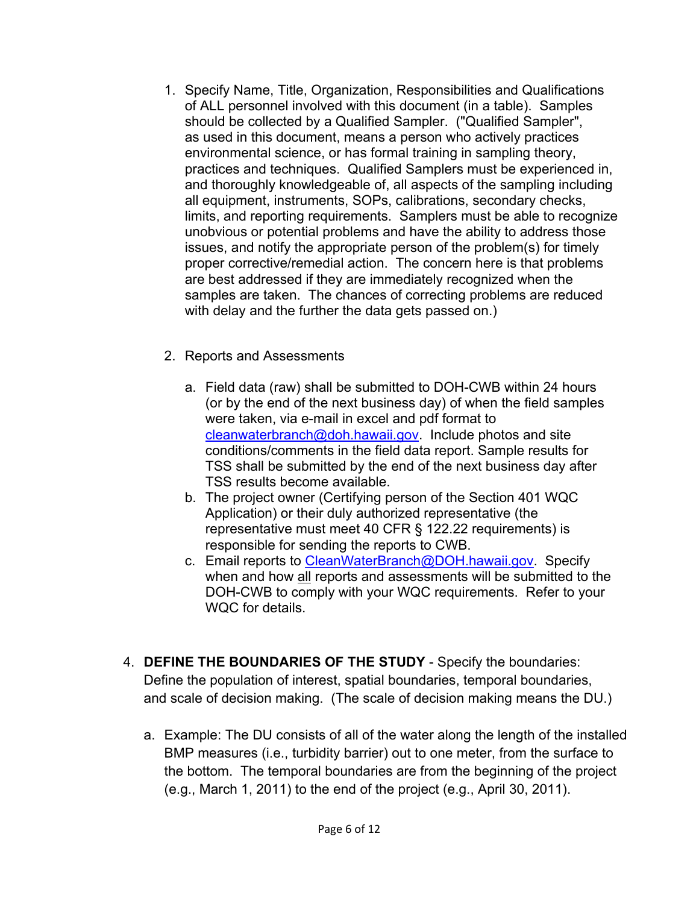1. Specify Name, Title, Organization, Responsibilities and Qualifications of ALL personnel involved with this document (in a table). Samples should be collected by a Qualified Sampler. ("Qualified Sampler", as used in this document, means a person who actively practices environmental science, or has formal training in sampling theory, practices and techniques. Qualified Samplers must be experienced in, and thoroughly knowledgeable of, all aspects of the sampling including all equipment, instruments, SOPs, calibrations, secondary checks, limits, and reporting requirements. Samplers must be able to recognize unobvious or potential problems and have the ability to address those issues, and notify the appropriate person of the problem(s) for timely proper corrective/remedial action. The concern here is that problems are best addressed if they are immediately recognized when the samples are taken. The chances of correcting problems are reduced with delay and the further the data gets passed on.)

2. Reports and Assessments

   a. Field data (raw) shall be submitted to DOH-CWB within 24 hours (or by the end of the next business day) of when the field samples were taken, via e-mail in excel and pdf format to cleanwaterbranch@doh.hawaii.gov. Include photos and site conditions/comments in the field data report. Sample results for TSS shall be submitted by the end of the next business day after TSS results become available.
   b. The project owner (Certifying person of the Section 401 WQC Application) or their duly authorized representative (the representative must meet 40 CFR § 122.22 requirements) is responsible for sending the reports to CWB.
   c. Email reports to CleanWaterBranch@DOH.hawaii.gov. Specify when and how all reports and assessments will be submitted to the DOH-CWB to comply with your WQC requirements. Refer to your WQC for details.

4. **DEFINE THE BOUNDARIES OF THE STUDY** - Specify the boundaries: Define the population of interest, spatial boundaries, temporal boundaries, and scale of decision making. (The scale of decision making means the DU.)

   a. Example: The DU consists of all of the water along the length of the installed BMP measures (i.e., turbidity barrier) out to one meter, from the surface to the bottom. The temporal boundaries are from the beginning of the project (e.g., March 1, 2011) to the end of the project (e.g., April 30, 2011).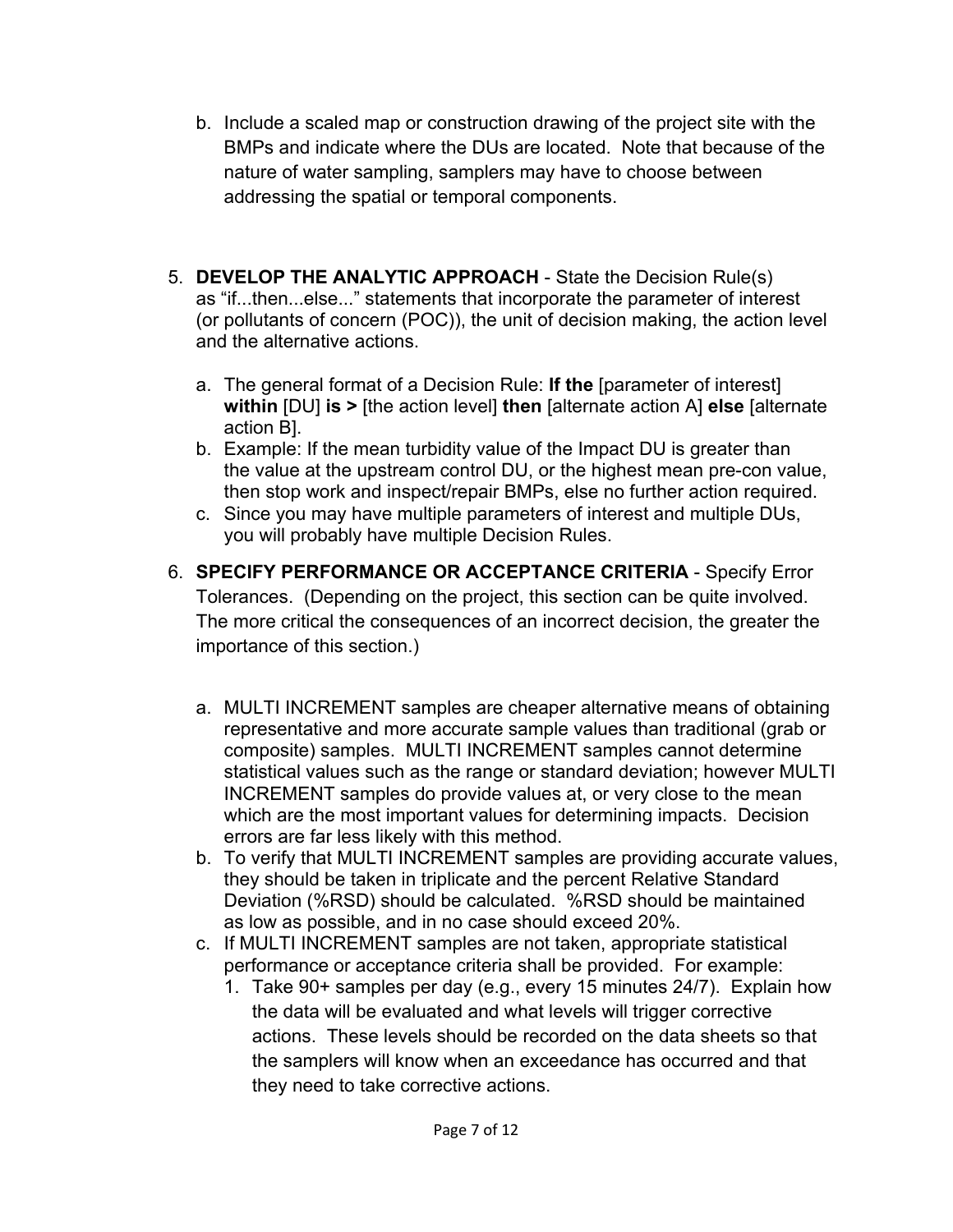b. Include a scaled map or construction drawing of the project site with the BMPs and indicate where the DUs are located. Note that because of the nature of water sampling, samplers may have to choose between addressing the spatial or temporal components.

5. **DEVELOP THE ANALYTIC APPROACH** - State the Decision Rule(s) as “if...then...else...” statements that incorporate the parameter of interest (or pollutants of concern (POC)), the unit of decision making, the action level and the alternative actions.

   a. The general format of a Decision Rule: **If the** [parameter of interest] **within** [DU] **is >** [the action level] **then** [alternate action A] **else** [alternate action B].
   b. Example: If the mean turbidity value of the Impact DU is greater than the value at the upstream control DU, or the highest mean pre-con value, then stop work and inspect/repair BMPs, else no further action required.
   c. Since you may have multiple parameters of interest and multiple DUs, you will probably have multiple Decision Rules.

6. **SPECIFY PERFORMANCE OR ACCEPTANCE CRITERIA** - Specify Error Tolerances. (Depending on the project, this section can be quite involved. The more critical the consequences of an incorrect decision, the greater the importance of this section.)

   a. MULTI INCREMENT samples are cheaper alternative means of obtaining representative and more accurate sample values than traditional (grab or composite) samples. MULTI INCREMENT samples cannot determine statistical values such as the range or standard deviation; however MULTI INCREMENT samples do provide values at, or very close to the mean which are the most important values for determining impacts. Decision errors are far less likely with this method.
   b. To verify that MULTI INCREMENT samples are providing accurate values, they should be taken in triplicate and the percent Relative Standard Deviation (%RSD) should be calculated. %RSD should be maintained as low as possible, and in no case should exceed 20%.
   c. If MULTI INCREMENT samples are not taken, appropriate statistical performance or acceptance criteria shall be provided. For example:
      1. Take 90+ samples per day (e.g., every 15 minutes 24/7). Explain how the data will be evaluated and what levels will trigger corrective actions. These levels should be recorded on the data sheets so that the samplers will know when an exceedance has occurred and that they need to take corrective actions.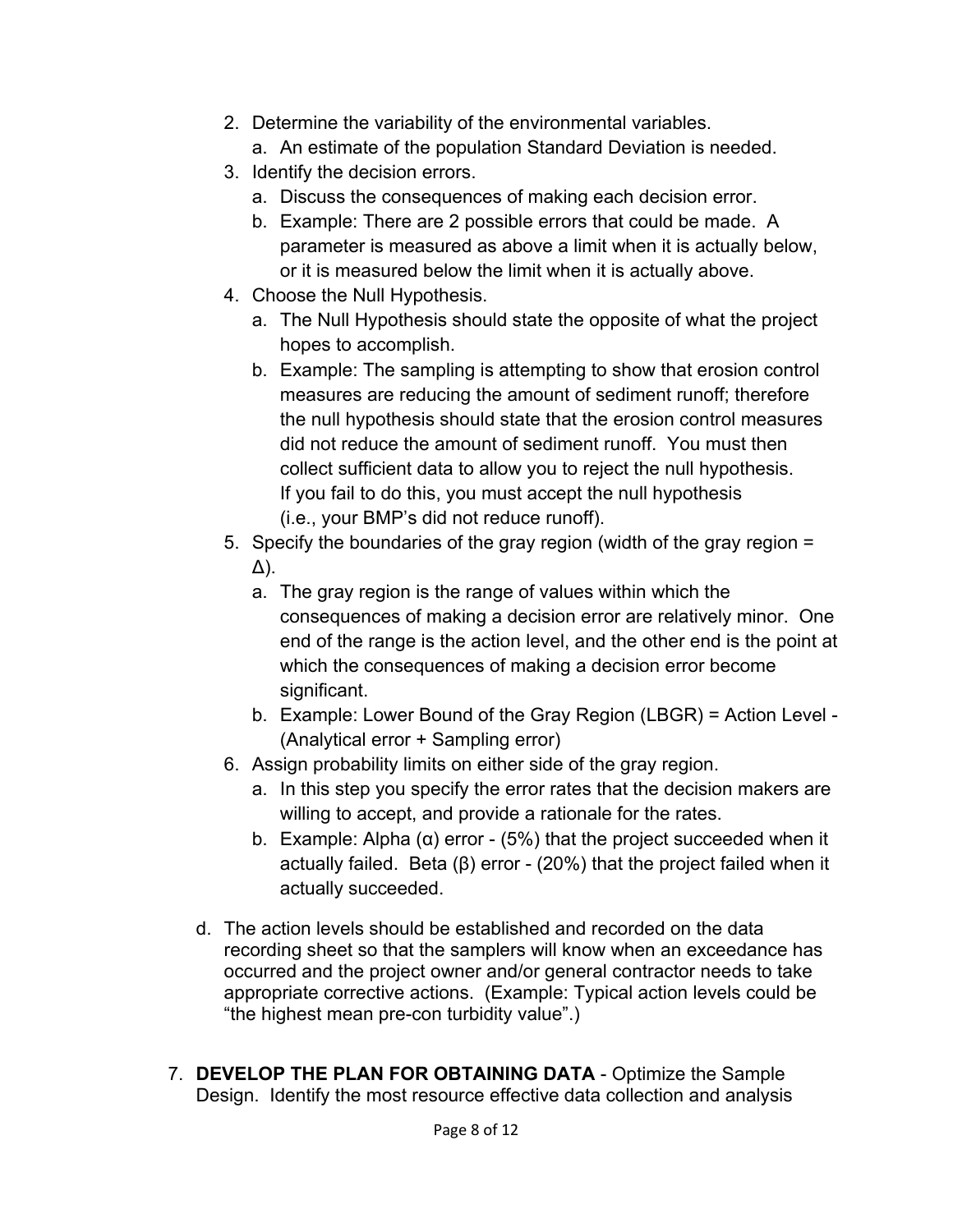2. Determine the variability of the environmental variables.
    a. An estimate of the population Standard Deviation is needed.
3. Identify the decision errors.
    a. Discuss the consequences of making each decision error.
    b. Example: There are 2 possible errors that could be made. A parameter is measured as above a limit when it is actually below, or it is measured below the limit when it is actually above.
4. Choose the Null Hypothesis.
    a. The Null Hypothesis should state the opposite of what the project hopes to accomplish.
    b. Example: The sampling is attempting to show that erosion control measures are reducing the amount of sediment runoff; therefore the null hypothesis should state that the erosion control measures did not reduce the amount of sediment runoff. You must then collect sufficient data to allow you to reject the null hypothesis. If you fail to do this, you must accept the null hypothesis (i.e., your BMP's did not reduce runoff).
5. Specify the boundaries of the gray region (width of the gray region = $\Delta$).
    a. The gray region is the range of values within which the consequences of making a decision error are relatively minor. One end of the range is the action level, and the other end is the point at which the consequences of making a decision error become significant.
    b. Example: Lower Bound of the Gray Region (LBGR) = Action Level - (Analytical error + Sampling error)
6. Assign probability limits on either side of the gray region.
    a. In this step you specify the error rates that the decision makers are willing to accept, and provide a rationale for the rates.
    b. Example: Alpha ($\alpha$) error - (5%) that the project succeeded when it actually failed. Beta ($\beta$) error - (20%) that the project failed when it actually succeeded.

d. The action levels should be established and recorded on the data recording sheet so that the samplers will know when an exceedance has occurred and the project owner and/or general contractor needs to take appropriate corrective actions. (Example: Typical action levels could be "the highest mean pre-con turbidity value".)

7. **DEVELOP THE PLAN FOR OBTAINING DATA** - Optimize the Sample Design. Identify the most resource effective data collection and analysis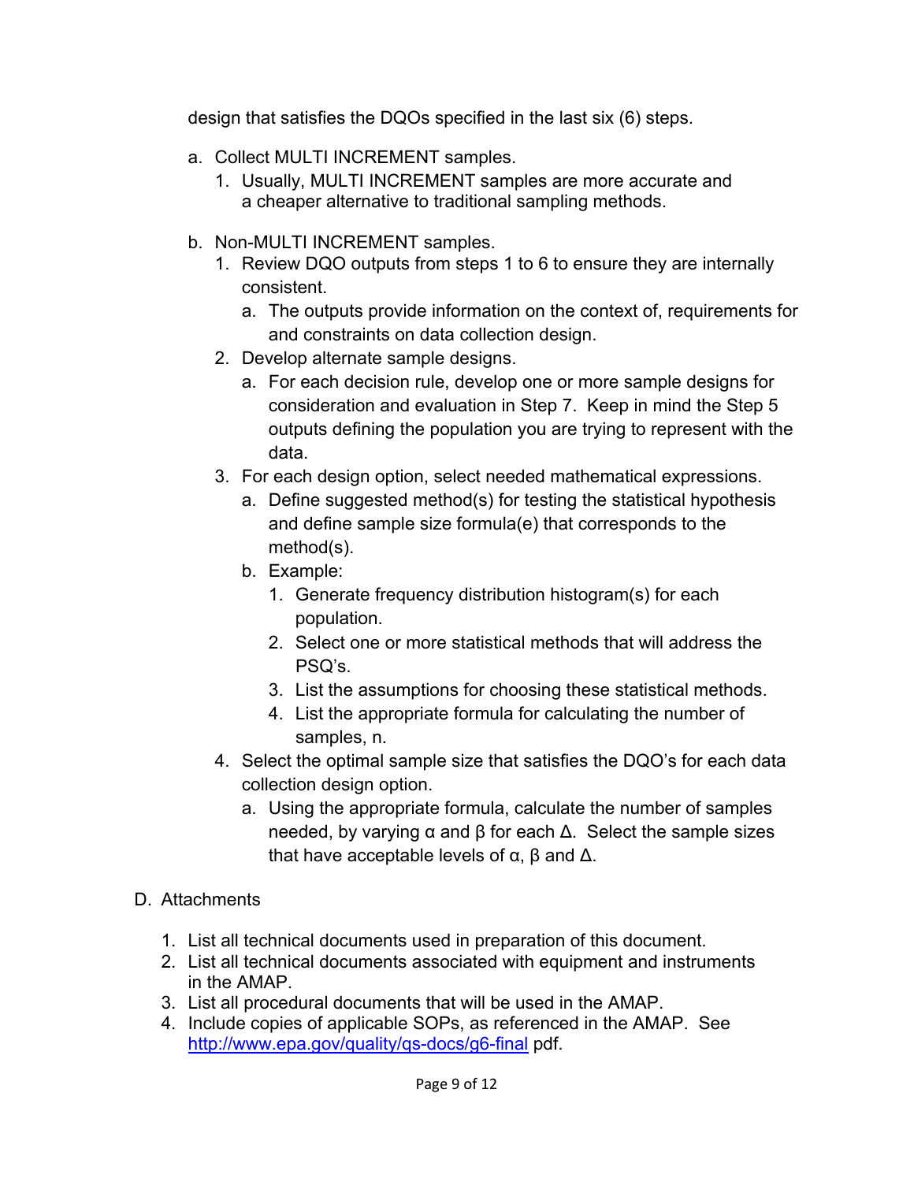design that satisfies the DQOs specified in the last six (6) steps.

a. Collect MULTI INCREMENT samples.
    1. Usually, MULTI INCREMENT samples are more accurate and a cheaper alternative to traditional sampling methods.

b. Non-MULTI INCREMENT samples.
    1. Review DQO outputs from steps 1 to 6 to ensure they are internally consistent.
        a. The outputs provide information on the context of, requirements for and constraints on data collection design.
    2. Develop alternate sample designs.
        a. For each decision rule, develop one or more sample designs for consideration and evaluation in Step 7. Keep in mind the Step 5 outputs defining the population you are trying to represent with the data.
    3. For each design option, select needed mathematical expressions.
        a. Define suggested method(s) for testing the statistical hypothesis and define sample size formula(e) that corresponds to the method(s).
        b. Example:
            1. Generate frequency distribution histogram(s) for each population.
            2. Select one or more statistical methods that will address the PSQ's.
            3. List the assumptions for choosing these statistical methods.
            4. List the appropriate formula for calculating the number of samples, n.
    4. Select the optimal sample size that satisfies the DQO's for each data collection design option.
        a. Using the appropriate formula, calculate the number of samples needed, by varying $\alpha$ and $\beta$ for each $\Delta$. Select the sample sizes that have acceptable levels of $\alpha$, $\beta$ and $\Delta$.

D. Attachments

1. List all technical documents used in preparation of this document.
2. List all technical documents associated with equipment and instruments in the AMAP.
3. List all procedural documents that will be used in the AMAP.
4. Include copies of applicable SOPs, as referenced in the AMAP. See http://www.epa.gov/quality/qs-docs/g6-final pdf.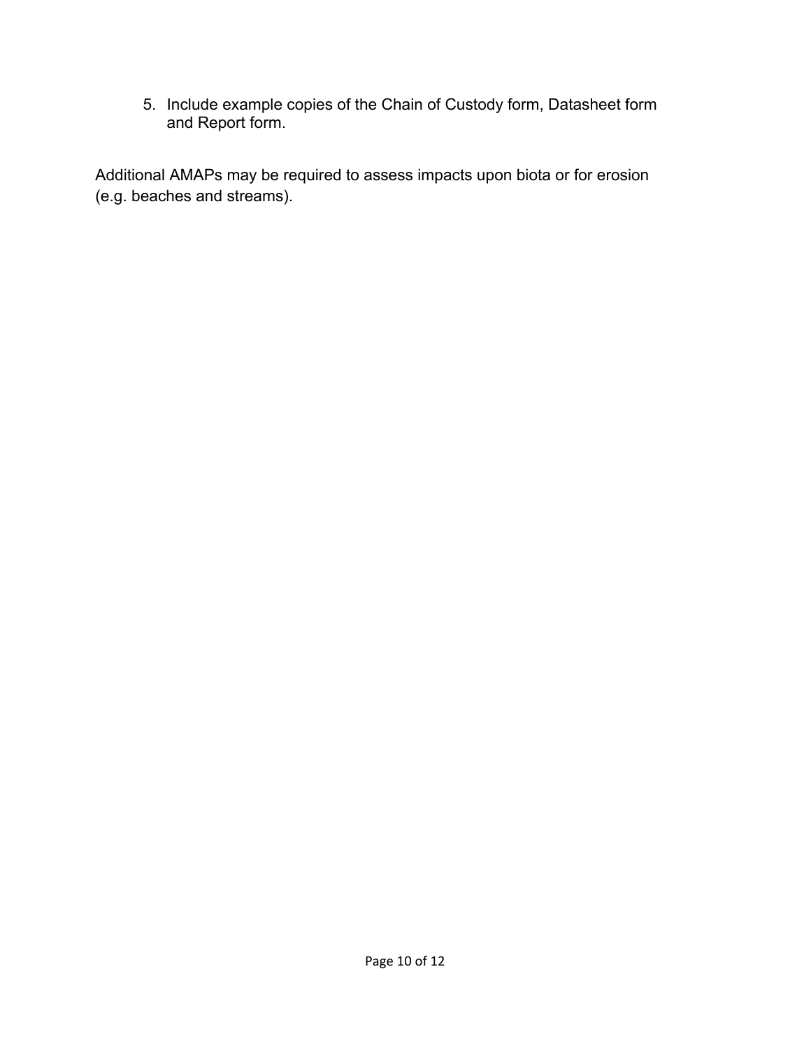5. Include example copies of the Chain of Custody form, Datasheet form and Report form.

Additional AMAPs may be required to assess impacts upon biota or for erosion (e.g. beaches and streams).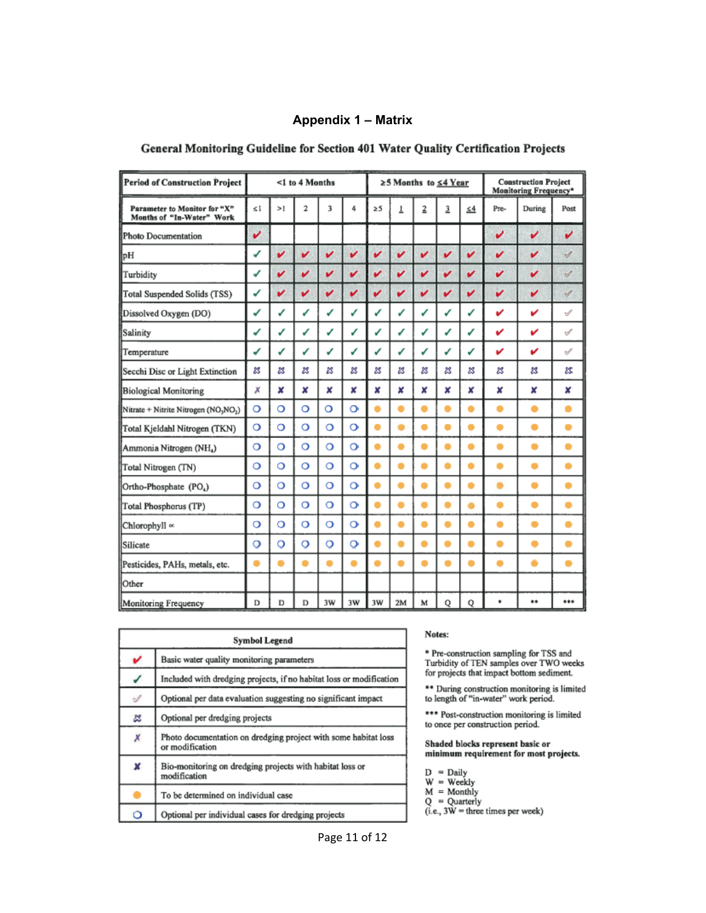# Appendix 1 – Matrix

## General Monitoring Guideline for Section 401 Water Quality Certification Projects

| Period of Construction Project | <1 to 4 Months | | | | | ≥5 Months to ≤4 Year | | | | | Construction Project Monitoring Frequency* | | |
|---|---|---|---|---|---|---|---|---|---|---|---|---|---|
| Parameter to Monitor for "X" Months of "In-Water" Work | ≤1 | >1 | 2 | 3 | 4 | ≥5 | 1 | 2 | 3 | ≤4 | Pre- | During | Post |
| Photo Documentation | ✔ (red) | | | | | | | | | | ✔ (red) | ✔ (red) | ✔ (red) |
| pH | ✓ (green) | ✔ (red) | ✔ (red) | ✔ (red) | ✔ (red) | ✔ (red) | ✔ (red) | ✔ (red) | ✔ (red) | ✔ (red) | ✔ (red) | ✔ (red) | ✓ (optional) |
| Turbidity | ✓ (green) | ✔ (red) | ✔ (red) | ✔ (red) | ✔ (red) | ✔ (red) | ✔ (red) | ✔ (red) | ✔ (red) | ✔ (red) | ✔ (red) | ✔ (red) | ✓ (optional) |
| Total Suspended Solids (TSS) | ✓ (green) | ✔ (red) | ✔ (red) | ✔ (red) | ✔ (red) | ✔ (red) | ✔ (red) | ✔ (red) | ✔ (red) | ✔ (red) | ✔ (red) | ✔ (red) | ✓ (optional) |
| Dissolved Oxygen (DO) | ✓ (green) | ✓ (green) | ✓ (green) | ✓ (green) | ✓ (green) | ✓ (green) | ✓ (green) | ✓ (green) | ✓ (green) | ✓ (green) | ✔ (red) | ✔ (red) | ✓ (optional) |
| Salinity | ✓ (green) | ✓ (green) | ✓ (green) | ✓ (green) | ✓ (green) | ✓ (green) | ✓ (green) | ✓ (green) | ✓ (green) | ✓ (green) | ✔ (red) | ✔ (red) | ✓ (optional) |
| Temperature | ✓ (green) | ✓ (green) | ✓ (green) | ✓ (green) | ✓ (green) | ✓ (green) | ✓ (green) | ✓ (green) | ✓ (green) | ✓ (green) | ✔ (red) | ✔ (red) | ✓ (optional) |
| Secchi Disc or Light Extinction | ⌘ | ⌘ | ⌘ | ⌘ | ⌘ | ⌘ | ⌘ | ⌘ | ⌘ | ⌘ | ⌘ | ⌘ | ⌘ |
| Biological Monitoring | ✗ | ✘ | ✘ | ✘ | ✘ | ✘ | ✘ | ✘ | ✘ | ✘ | ✘ | ✘ | ✘ |
| Nitrate + Nitrite Nitrogen ($NO_3NO_2$) | ○ | ○ | ○ | ○ | ○ | ● | ● | ● | ● | ● | ● | ● | ● |
| Total Kjeldahl Nitrogen (TKN) | ○ | ○ | ○ | ○ | ○ | ● | ● | ● | ● | ● | ● | ● | ● |
| Ammonia Nitrogen ($NH_4$) | ○ | ○ | ○ | ○ | ○ | ● | ● | ● | ● | ● | ● | ● | ● |
| Total Nitrogen (TN) | ○ | ○ | ○ | ○ | ○ | ● | ● | ● | ● | ● | ● | ● | ● |
| Ortho-Phosphate ($PO_4$) | ○ | ○ | ○ | ○ | ○ | ● | ● | ● | ● | ● | ● | ● | ● |
| Total Phosphorus (TP) | ○ | ○ | ○ | ○ | ○ | ● | ● | ● | ● | ● | ● | ● | ● |
| Chlorophyll ∝ | ○ | ○ | ○ | ○ | ○ | ● | ● | ● | ● | ● | ● | ● | ● |
| Silicate | ○ | ○ | ○ | ○ | ○ | ● | ● | ● | ● | ● | ● | ● | ● |
| Pesticides, PAHs, metals, etc. | ● | ● | ● | ● | ● | ● | ● | ● | ● | ● | ● | ● | ● |
| Other | | | | | | | | | | | | | |
| Monitoring Frequency | D | D | D | 3W | 3W | 3W | 2M | M | Q | Q | * | ** | *** |

| Symbol Legend | |
|---|---|
| ✔ (red) | Basic water quality monitoring parameters |
| ✓ (green) | Included with dredging projects, if no habitat loss or modification |
| ✓ (optional) | Optional per data evaluation suggesting no significant impact |
| ⌘ | Optional per dredging projects |
| ✗ | Photo documentation on dredging project with some habitat loss or modification |
| ✘ | Bio-monitoring on dredging projects with habitat loss or modification |
| ● | To be determined on individual case |
| ○ | Optional per individual cases for dredging projects |

**Notes:**

\* Pre-construction sampling for TSS and Turbidity of TEN samples over TWO weeks for projects that impact bottom sediment.

** During construction monitoring is limited to length of "in-water" work period.

*** Post-construction monitoring is limited to once per construction period.

**Shaded blocks represent basic or minimum requirement for most projects.**

D = Daily
W = Weekly
M = Monthly
Q = Quarterly
(i.e., 3W = three times per week)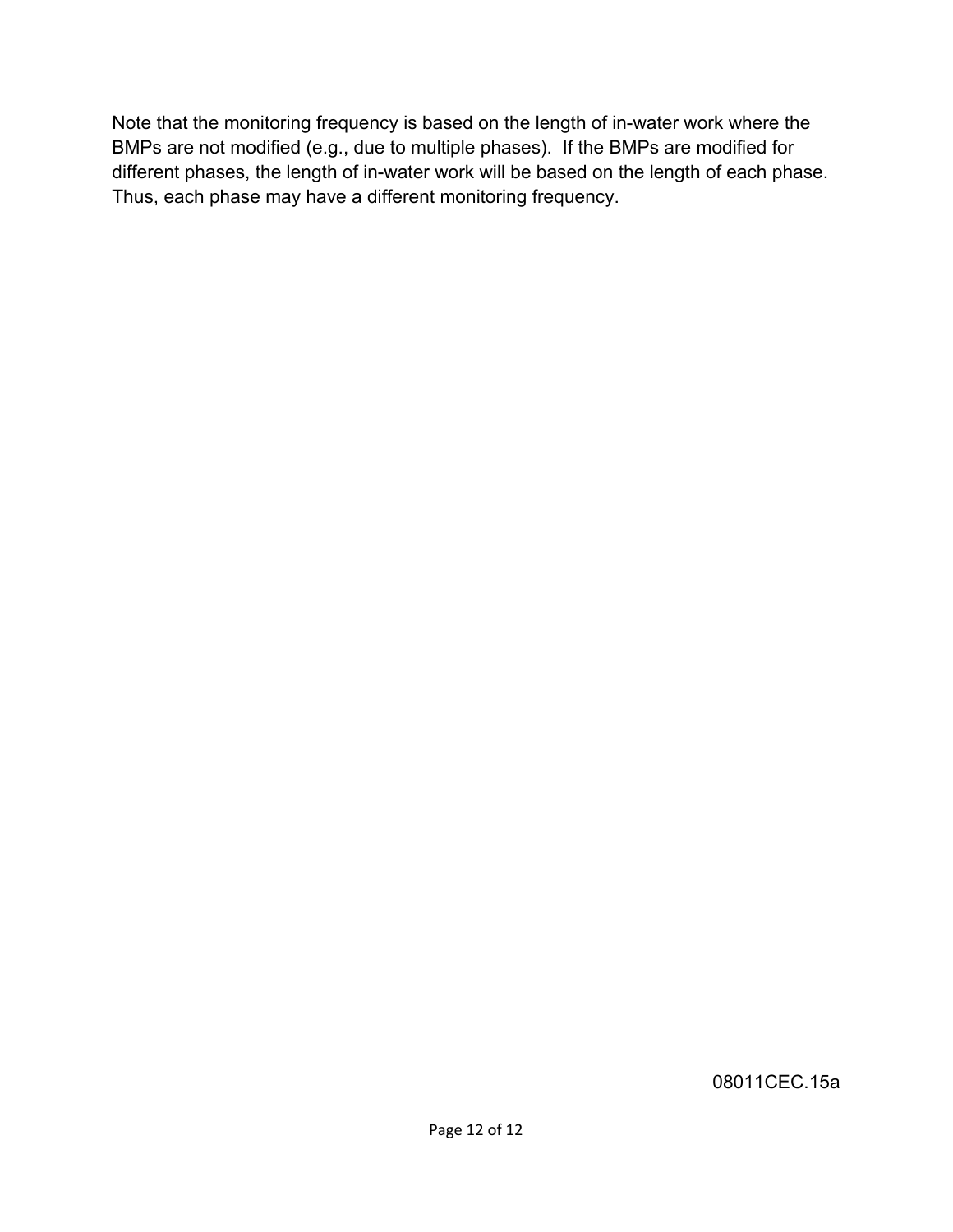Note that the monitoring frequency is based on the length of in-water work where the BMPs are not modified (e.g., due to multiple phases). If the BMPs are modified for different phases, the length of in-water work will be based on the length of each phase. Thus, each phase may have a different monitoring frequency.

08011CEC.15a